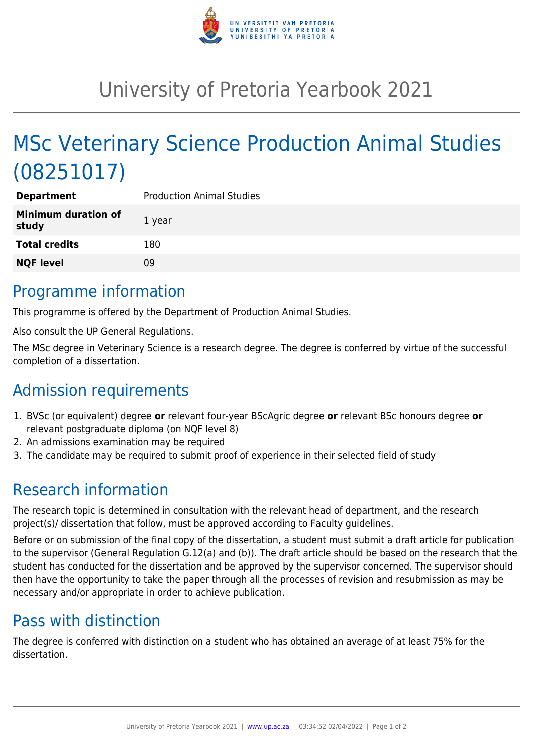# University of Pretoria Yearbook 2021

# MSc Veterinary Science Production Animal Studies (08251017)

| **Department** | Production Animal Studies |
|---|---|
| **Minimum duration of study** | 1 year |
| **Total credits** | 180 |
| **NQF level** | 09 |

## Programme information

This programme is offered by the Department of Production Animal Studies.

Also consult the UP General Regulations.

The MSc degree in Veterinary Science is a research degree. The degree is conferred by virtue of the successful completion of a dissertation.

## Admission requirements

1. BVSc (or equivalent) degree **or** relevant four-year BScAgric degree **or** relevant BSc honours degree **or** relevant postgraduate diploma (on NQF level 8)
2. An admissions examination may be required
3. The candidate may be required to submit proof of experience in their selected field of study

## Research information

The research topic is determined in consultation with the relevant head of department, and the research project(s)/ dissertation that follow, must be approved according to Faculty guidelines.

Before or on submission of the final copy of the dissertation, a student must submit a draft article for publication to the supervisor (General Regulation G.12(a) and (b)). The draft article should be based on the research that the student has conducted for the dissertation and be approved by the supervisor concerned. The supervisor should then have the opportunity to take the paper through all the processes of revision and resubmission as may be necessary and/or appropriate in order to achieve publication.

## Pass with distinction

The degree is conferred with distinction on a student who has obtained an average of at least 75% for the dissertation.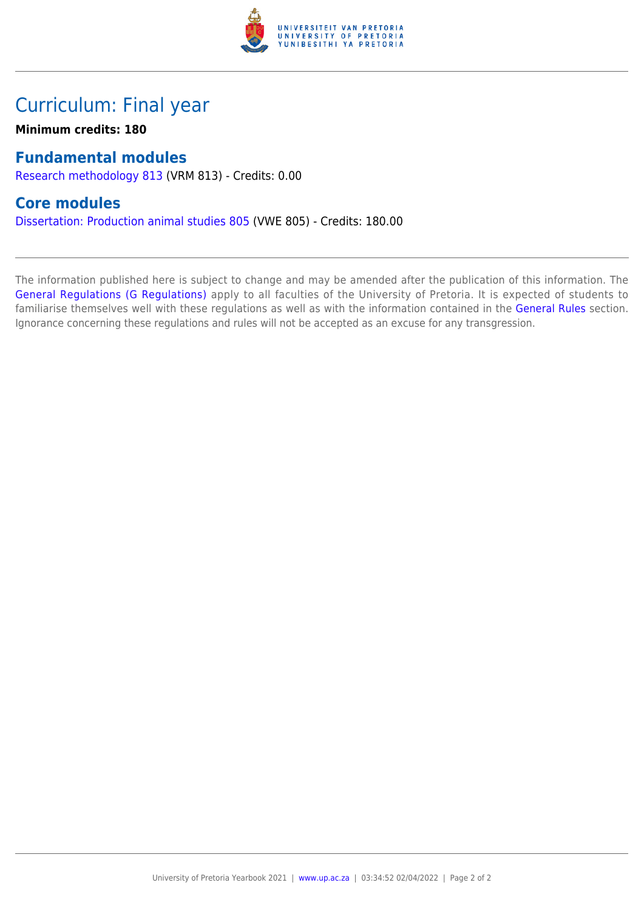## Curriculum: Final year

**Minimum credits: 180**

### Fundamental modules

Research methodology 813 (VRM 813) - Credits: 0.00

### Core modules

Dissertation: Production animal studies 805 (VWE 805) - Credits: 180.00

The information published here is subject to change and may be amended after the publication of this information. The General Regulations (G Regulations) apply to all faculties of the University of Pretoria. It is expected of students to familiarise themselves well with these regulations as well as with the information contained in the General Rules section. Ignorance concerning these regulations and rules will not be accepted as an excuse for any transgression.